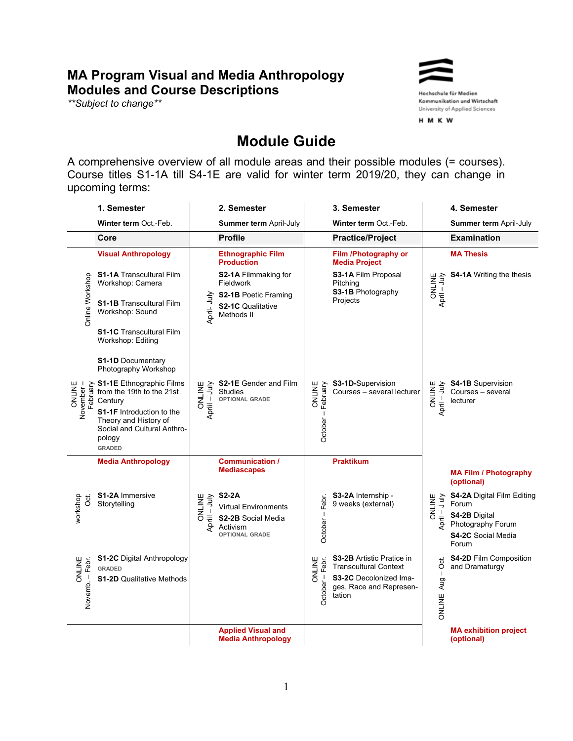# MA Program Visual and Media Anthropology
# Modules and Course Descriptions

***Subject to change***

Hochschule für Medien
Kommunikation und Wirtschaft
University of Applied Sciences

H M K W

## Module Guide

A comprehensive overview of all module areas and their possible modules (= courses). Course titles S1-1A till S4-1E are valid for winter term 2019/20, they can change in upcoming terms:

| | 1. Semester | | 2. Semester | | 3. Semester | | 4. Semester |
|---|---|---|---|---|---|---|---|
| | **Winter term** Oct.-Feb. | | **Summer term** April-July | | **Winter term** Oct.-Feb. | | **Summer term** April-July |
| | **Core** | | **Profile** | | **Practice/Project** | | **Examination** |
| | **Visual Anthropology** | | **Ethnographic Film Production** | | **Film /Photography or Media Project** | | **MA Thesis** |
| Online Workshop | **S1-1A** Transcultural Film Workshop: Camera<br>**S1-1B** Transcultural Film Workshop: Sound<br>**S1-1C** Transcultural Film Workshop: Editing<br>**S1-1D** Documentary Photography Workshop | April- July | **S2-1A** Filmmaking for Fieldwork<br>**S2-1B** Poetic Framing<br>**S2-1C** Qualitative Methods II | | **S3-1A** Film Proposal Pitching<br>**S3-1B** Photography Projects | ONLINE April – July | **S4-1A** Writing the thesis |
| ONLINE November – February | **S1-1E** Ethnographic Films from the 19th to the 21st Century<br>**S1-1F** Introduction to the Theory and History of Social and Cultural Anthropology<br>GRADED | ONLINE April – July | **S2-1E** Gender and Film Studies<br>OPTIONAL GRADE | ONLINE October – February | **S3-1D-**Supervision Courses – several lecturer | ONLINE April – July | **S4-1B** Supervision Courses – several lecturer |
| | **Media Anthropology** | | **Communication / Mediascapes** | | **Praktikum** | | **MA Film / Photography (optional)** |
| workshop Oct. | **S1-2A** Immersive Storytelling | ONLINE April – July | **S2-2A** Virtual Environments<br>**S2-2B** Social Media Activism<br>OPTIONAL GRADE | October – Febr. | **S3-2A** Internship - 9 weeks (external) | ONLINE April – July | **S4-2A** Digital Film Editing Forum<br>**S4-2B** Digital Photography Forum<br>**S4-2C** Social Media Forum |
| ONLINE Novemb. – Febr. | **S1-2C** Digital Anthropology<br>GRADED<br>**S1-2D** Qualitative Methods | | | ONLINE October – Febr. | **S3-2B** Artistic Pratice in Transcultural Context<br>**S3-2C** Decolonized Images, Race and Representation | ONLINE Aug – Oct. | **S4-2D** Film Composition and Dramaturgy |
| | | | **Applied Visual and Media Anthropology** | | | | **MA exhibition project (optional)** |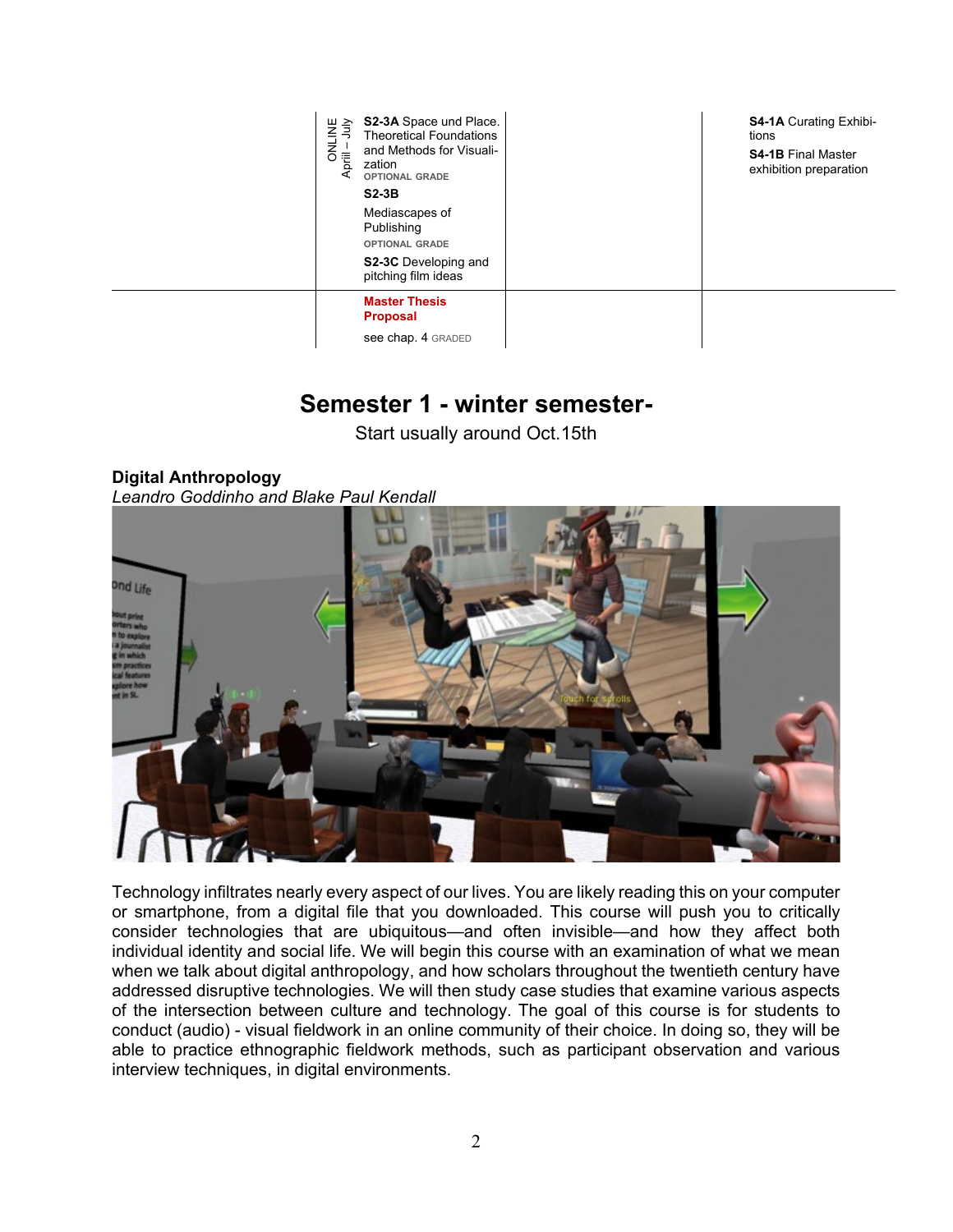| | | | |
|---|---|---|---|
| ONLINE April – July | **S2-3A** Space und Place. Theoretical Foundations and Methods for Visualization OPTIONAL GRADE<br><br>**S2-3B** Mediascapes of Publishing OPTIONAL GRADE<br><br>**S2-3C** Developing and pitching film ideas | | **S4-1A** Curating Exhibitions<br><br>**S4-1B** Final Master exhibition preparation |
| | **Master Thesis Proposal**<br><br>see chap. 4 GRADED | | |

# Semester 1 - winter semester-

Start usually around Oct.15th

**Digital Anthropology**

*Leandro Goddinho and Blake Paul Kendall*

Technology infiltrates nearly every aspect of our lives. You are likely reading this on your computer or smartphone, from a digital file that you downloaded. This course will push you to critically consider technologies that are ubiquitous—and often invisible—and how they affect both individual identity and social life. We will begin this course with an examination of what we mean when we talk about digital anthropology, and how scholars throughout the twentieth century have addressed disruptive technologies. We will then study case studies that examine various aspects of the intersection between culture and technology. The goal of this course is for students to conduct (audio) - visual fieldwork in an online community of their choice. In doing so, they will be able to practice ethnographic fieldwork methods, such as participant observation and various interview techniques, in digital environments.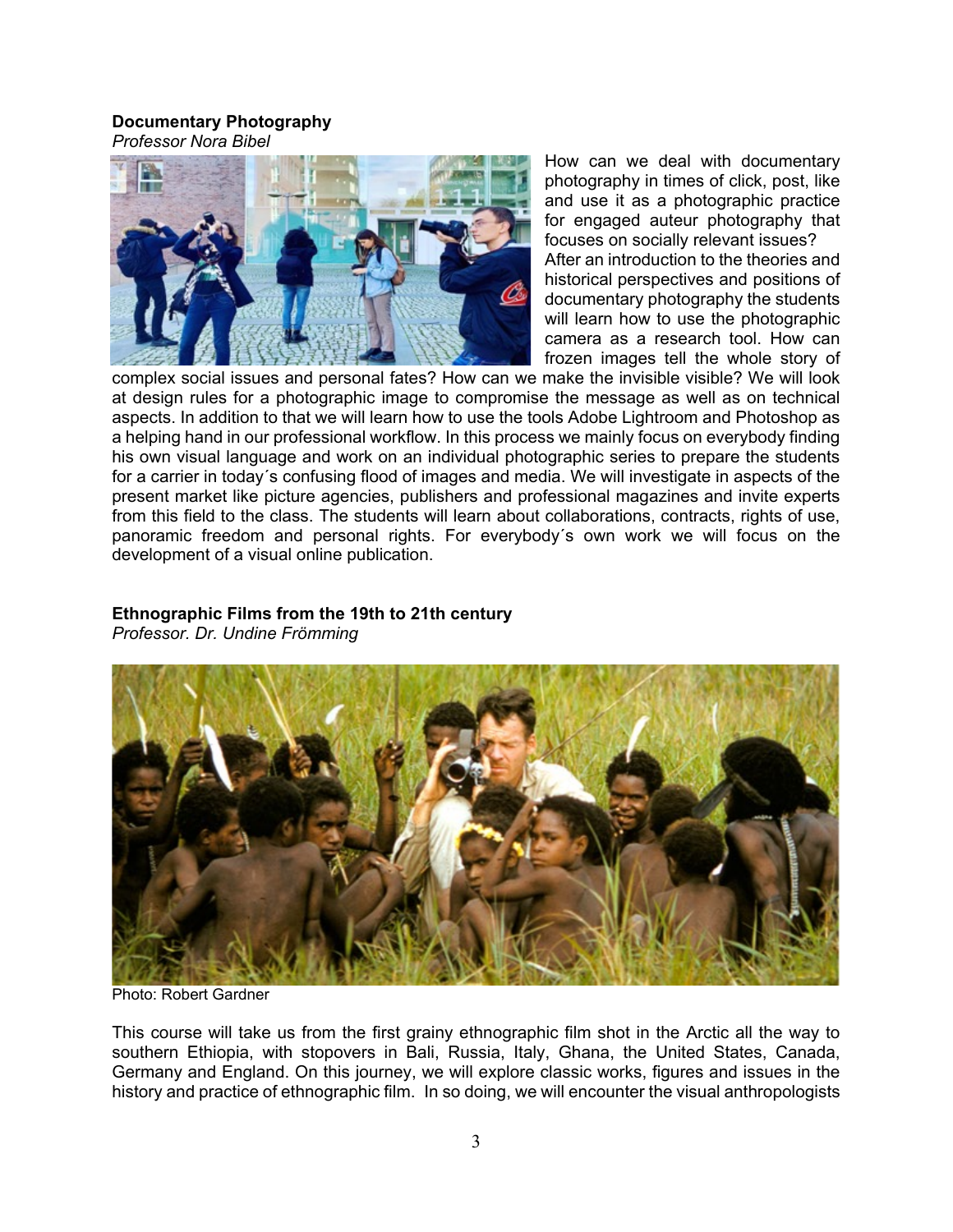**Documentary Photography**
*Professor Nora Bibel*

How can we deal with documentary photography in times of click, post, like and use it as a photographic practice for engaged auteur photography that focuses on socially relevant issues? After an introduction to the theories and historical perspectives and positions of documentary photography the students will learn how to use the photographic camera as a research tool. How can frozen images tell the whole story of complex social issues and personal fates? How can we make the invisible visible? We will look at design rules for a photographic image to compromise the message as well as on technical aspects. In addition to that we will learn how to use the tools Adobe Lightroom and Photoshop as a helping hand in our professional workflow. In this process we mainly focus on everybody finding his own visual language and work on an individual photographic series to prepare the students for a carrier in today´s confusing flood of images and media. We will investigate in aspects of the present market like picture agencies, publishers and professional magazines and invite experts from this field to the class. The students will learn about collaborations, contracts, rights of use, panoramic freedom and personal rights. For everybody´s own work we will focus on the development of a visual online publication.

**Ethnographic Films from the 19th to 21th century**
*Professor. Dr. Undine Frömming*

Photo: Robert Gardner

This course will take us from the first grainy ethnographic film shot in the Arctic all the way to southern Ethiopia, with stopovers in Bali, Russia, Italy, Ghana, the United States, Canada, Germany and England. On this journey, we will explore classic works, figures and issues in the history and practice of ethnographic film. In so doing, we will encounter the visual anthropologists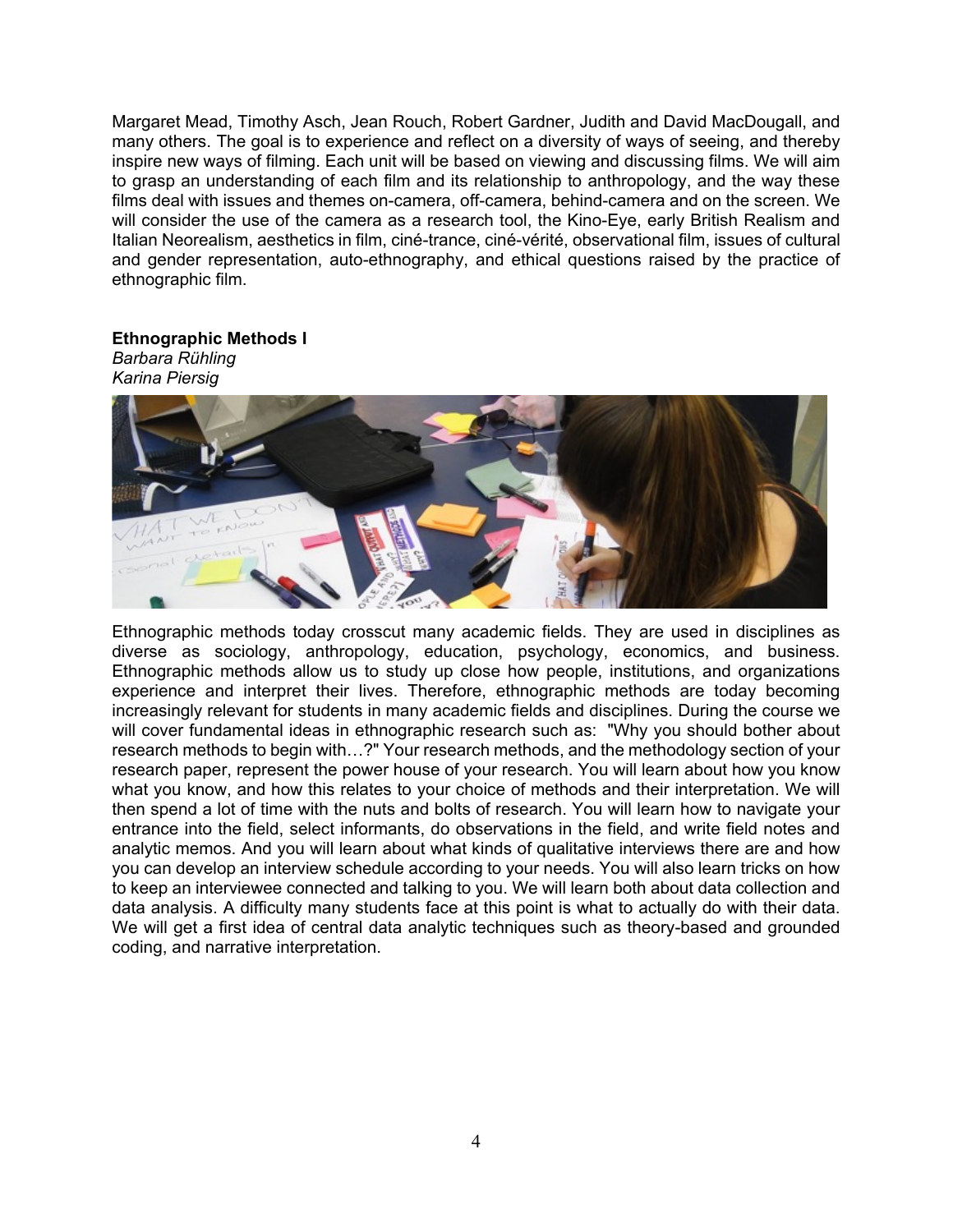Margaret Mead, Timothy Asch, Jean Rouch, Robert Gardner, Judith and David MacDougall, and many others. The goal is to experience and reflect on a diversity of ways of seeing, and thereby inspire new ways of filming. Each unit will be based on viewing and discussing films. We will aim to grasp an understanding of each film and its relationship to anthropology, and the way these films deal with issues and themes on-camera, off-camera, behind-camera and on the screen. We will consider the use of the camera as a research tool, the Kino-Eye, early British Realism and Italian Neorealism, aesthetics in film, ciné-trance, ciné-vérité, observational film, issues of cultural and gender representation, auto-ethnography, and ethical questions raised by the practice of ethnographic film.

**Ethnographic Methods I**
*Barbara Rühling*
*Karina Piersig*

Ethnographic methods today crosscut many academic fields. They are used in disciplines as diverse as sociology, anthropology, education, psychology, economics, and business. Ethnographic methods allow us to study up close how people, institutions, and organizations experience and interpret their lives. Therefore, ethnographic methods are today becoming increasingly relevant for students in many academic fields and disciplines. During the course we will cover fundamental ideas in ethnographic research such as: "Why you should bother about research methods to begin with…?" Your research methods, and the methodology section of your research paper, represent the power house of your research. You will learn about how you know what you know, and how this relates to your choice of methods and their interpretation. We will then spend a lot of time with the nuts and bolts of research. You will learn how to navigate your entrance into the field, select informants, do observations in the field, and write field notes and analytic memos. And you will learn about what kinds of qualitative interviews there are and how you can develop an interview schedule according to your needs. You will also learn tricks on how to keep an interviewee connected and talking to you. We will learn both about data collection and data analysis. A difficulty many students face at this point is what to actually do with their data. We will get a first idea of central data analytic techniques such as theory-based and grounded coding, and narrative interpretation.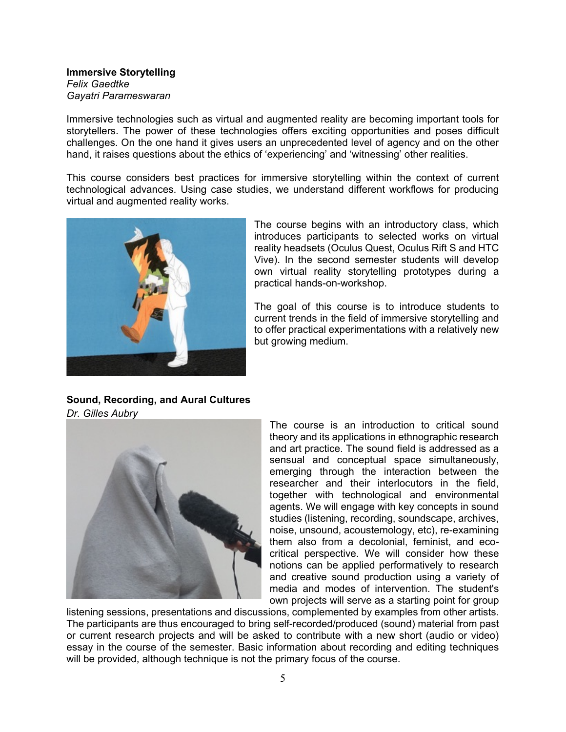**Immersive Storytelling**
*Felix Gaedtke*
*Gayatri Parameswaran*

Immersive technologies such as virtual and augmented reality are becoming important tools for storytellers. The power of these technologies offers exciting opportunities and poses difficult challenges. On the one hand it gives users an unprecedented level of agency and on the other hand, it raises questions about the ethics of 'experiencing' and 'witnessing' other realities.

This course considers best practices for immersive storytelling within the context of current technological advances. Using case studies, we understand different workflows for producing virtual and augmented reality works.

The course begins with an introductory class, which introduces participants to selected works on virtual reality headsets (Oculus Quest, Oculus Rift S and HTC Vive). In the second semester students will develop own virtual reality storytelling prototypes during a practical hands-on-workshop.

The goal of this course is to introduce students to current trends in the field of immersive storytelling and to offer practical experimentations with a relatively new but growing medium.

**Sound, Recording, and Aural Cultures**
*Dr. Gilles Aubry*

The course is an introduction to critical sound theory and its applications in ethnographic research and art practice. The sound field is addressed as a sensual and conceptual space simultaneously, emerging through the interaction between the researcher and their interlocutors in the field, together with technological and environmental agents. We will engage with key concepts in sound studies (listening, recording, soundscape, archives, noise, unsound, acoustemology, etc), re-examining them also from a decolonial, feminist, and eco-critical perspective. We will consider how these notions can be applied performatively to research and creative sound production using a variety of media and modes of intervention. The student's own projects will serve as a starting point for group listening sessions, presentations and discussions, complemented by examples from other artists. The participants are thus encouraged to bring self-recorded/produced (sound) material from past or current research projects and will be asked to contribute with a new short (audio or video) essay in the course of the semester. Basic information about recording and editing techniques will be provided, although technique is not the primary focus of the course.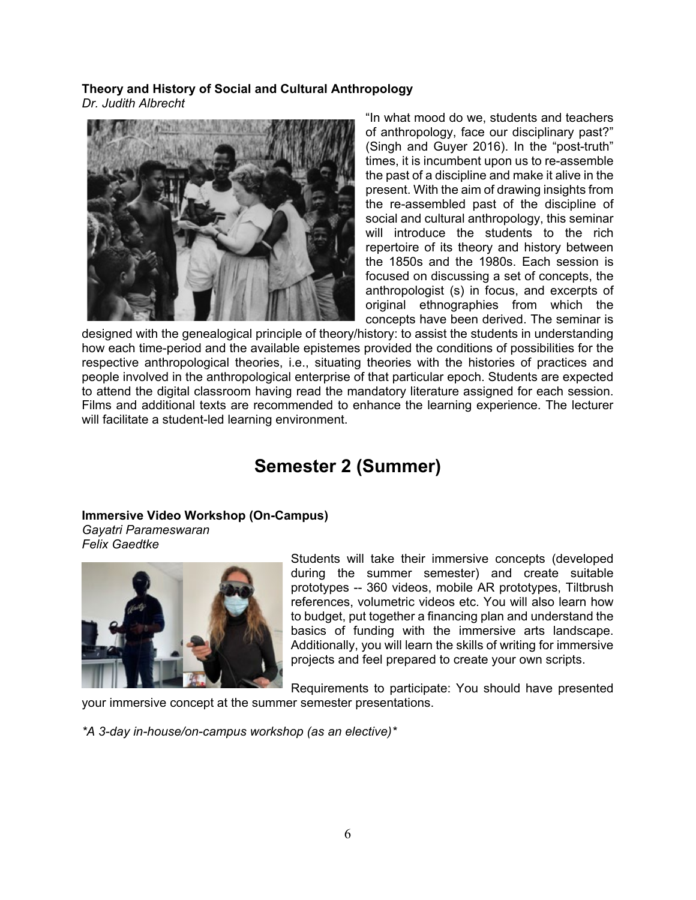**Theory and History of Social and Cultural Anthropology**
*Dr. Judith Albrecht*

“In what mood do we, students and teachers of anthropology, face our disciplinary past?” (Singh and Guyer 2016). In the “post-truth” times, it is incumbent upon us to re-assemble the past of a discipline and make it alive in the present. With the aim of drawing insights from the re-assembled past of the discipline of social and cultural anthropology, this seminar will introduce the students to the rich repertoire of its theory and history between the 1850s and the 1980s. Each session is focused on discussing a set of concepts, the anthropologist (s) in focus, and excerpts of original ethnographies from which the concepts have been derived. The seminar is designed with the genealogical principle of theory/history: to assist the students in understanding how each time-period and the available epistemes provided the conditions of possibilities for the respective anthropological theories, i.e., situating theories with the histories of practices and people involved in the anthropological enterprise of that particular epoch. Students are expected to attend the digital classroom having read the mandatory literature assigned for each session. Films and additional texts are recommended to enhance the learning experience. The lecturer will facilitate a student-led learning environment.

# Semester 2 (Summer)

**Immersive Video Workshop (On-Campus)**
*Gayatri Parameswaran*
*Felix Gaedtke*

Students will take their immersive concepts (developed during the summer semester) and create suitable prototypes -- 360 videos, mobile AR prototypes, Tiltbrush references, volumetric videos etc. You will also learn how to budget, put together a financing plan and understand the basics of funding with the immersive arts landscape. Additionally, you will learn the skills of writing for immersive projects and feel prepared to create your own scripts.

Requirements to participate: You should have presented your immersive concept at the summer semester presentations.

*\*A 3-day in-house/on-campus workshop (as an elective)\**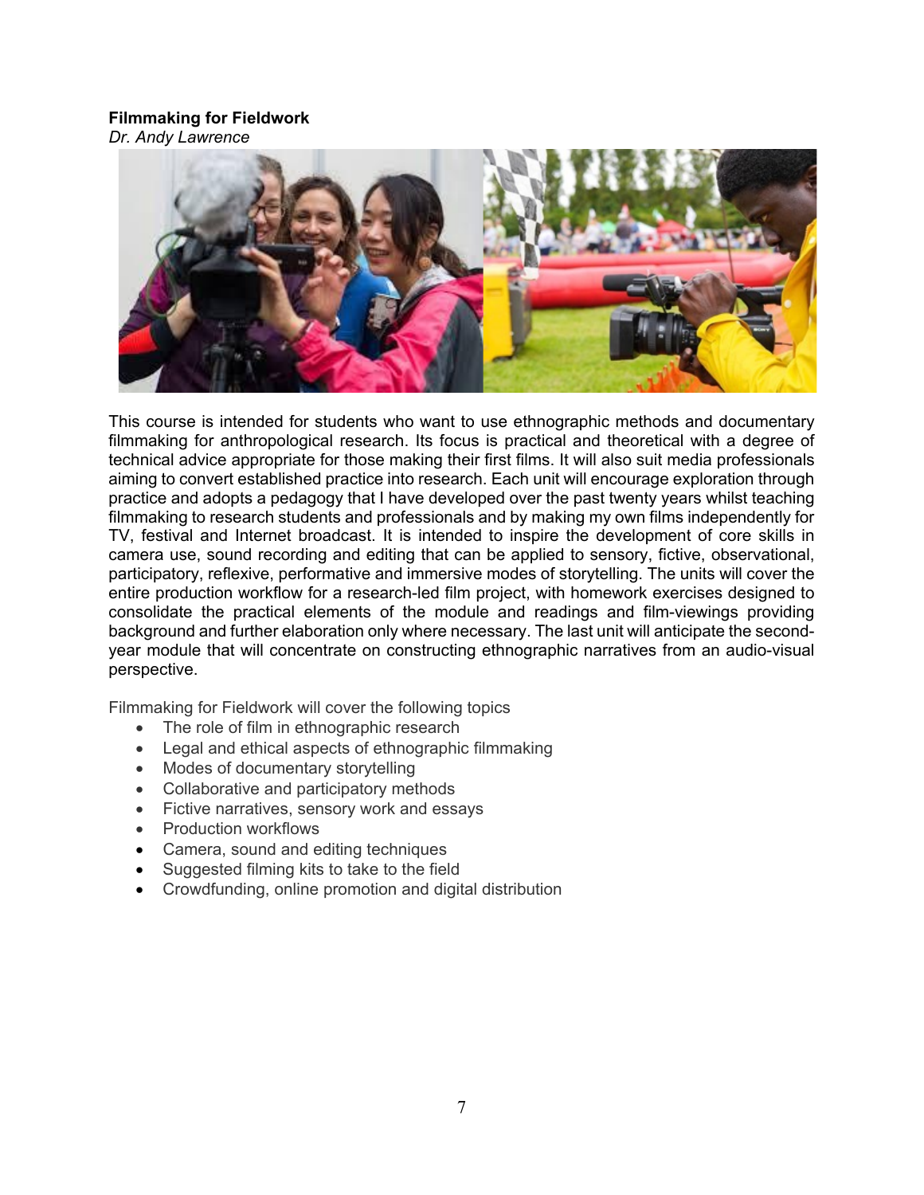**Filmmaking for Fieldwork**
*Dr. Andy Lawrence*

This course is intended for students who want to use ethnographic methods and documentary filmmaking for anthropological research. Its focus is practical and theoretical with a degree of technical advice appropriate for those making their first films. It will also suit media professionals aiming to convert established practice into research. Each unit will encourage exploration through practice and adopts a pedagogy that I have developed over the past twenty years whilst teaching filmmaking to research students and professionals and by making my own films independently for TV, festival and Internet broadcast. It is intended to inspire the development of core skills in camera use, sound recording and editing that can be applied to sensory, fictive, observational, participatory, reflexive, performative and immersive modes of storytelling. The units will cover the entire production workflow for a research-led film project, with homework exercises designed to consolidate the practical elements of the module and readings and film-viewings providing background and further elaboration only where necessary. The last unit will anticipate the second-year module that will concentrate on constructing ethnographic narratives from an audio-visual perspective.

Filmmaking for Fieldwork will cover the following topics

- The role of film in ethnographic research
- Legal and ethical aspects of ethnographic filmmaking
- Modes of documentary storytelling
- Collaborative and participatory methods
- Fictive narratives, sensory work and essays
- Production workflows
- Camera, sound and editing techniques
- Suggested filming kits to take to the field
- Crowdfunding, online promotion and digital distribution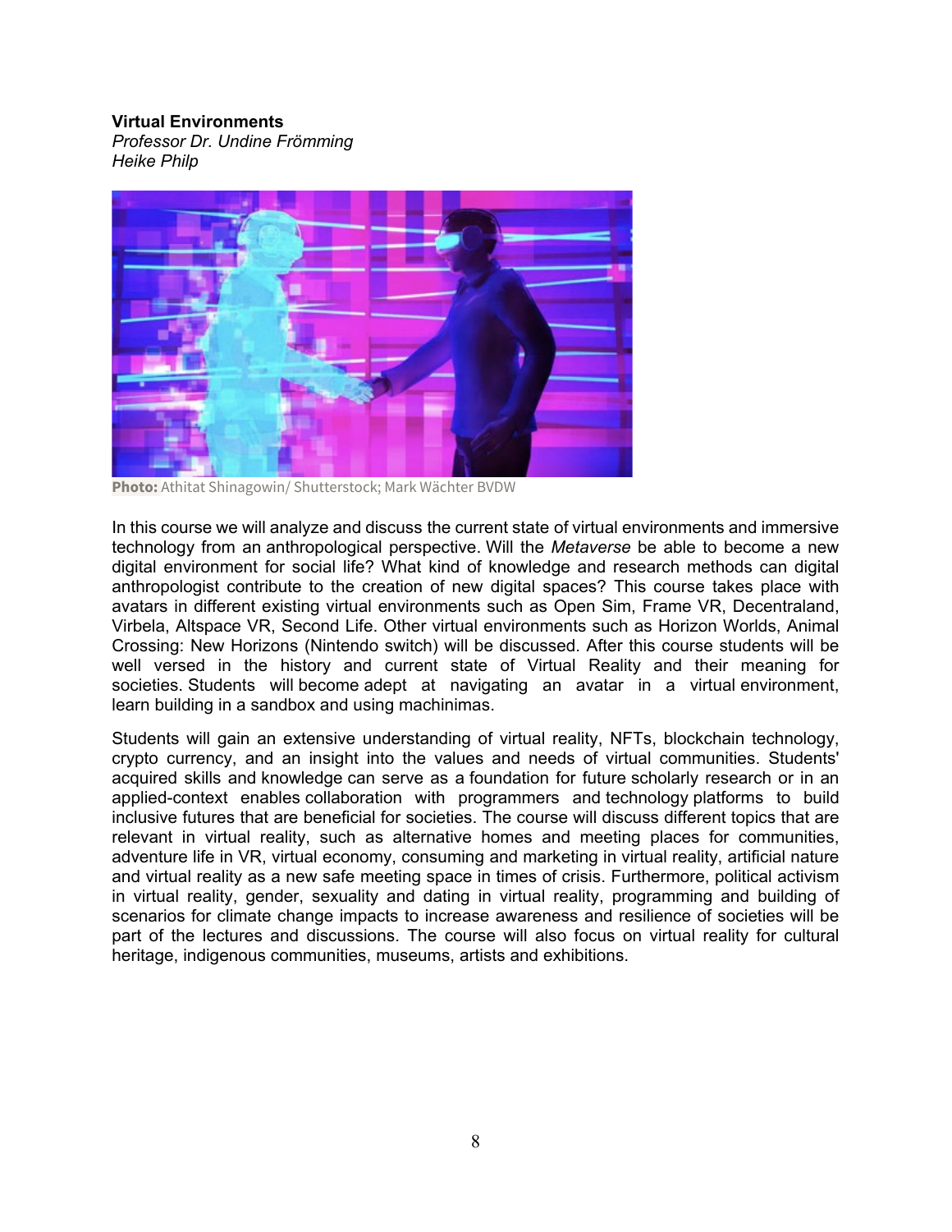**Virtual Environments**
*Professor Dr. Undine Frömming*
*Heike Philp*

**Photo:** Athitat Shinagowin/ Shutterstock; Mark Wächter BVDW

In this course we will analyze and discuss the current state of virtual environments and immersive technology from an anthropological perspective. Will the *Metaverse* be able to become a new digital environment for social life? What kind of knowledge and research methods can digital anthropologist contribute to the creation of new digital spaces? This course takes place with avatars in different existing virtual environments such as Open Sim, Frame VR, Decentraland, Virbela, Altspace VR, Second Life. Other virtual environments such as Horizon Worlds, Animal Crossing: New Horizons (Nintendo switch) will be discussed. After this course students will be well versed in the history and current state of Virtual Reality and their meaning for societies. Students will become adept at navigating an avatar in a virtual environment, learn building in a sandbox and using machinimas.

Students will gain an extensive understanding of virtual reality, NFTs, blockchain technology, crypto currency, and an insight into the values and needs of virtual communities. Students' acquired skills and knowledge can serve as a foundation for future scholarly research or in an applied-context enables collaboration with programmers and technology platforms to build inclusive futures that are beneficial for societies. The course will discuss different topics that are relevant in virtual reality, such as alternative homes and meeting places for communities, adventure life in VR, virtual economy, consuming and marketing in virtual reality, artificial nature and virtual reality as a new safe meeting space in times of crisis. Furthermore, political activism in virtual reality, gender, sexuality and dating in virtual reality, programming and building of scenarios for climate change impacts to increase awareness and resilience of societies will be part of the lectures and discussions. The course will also focus on virtual reality for cultural heritage, indigenous communities, museums, artists and exhibitions.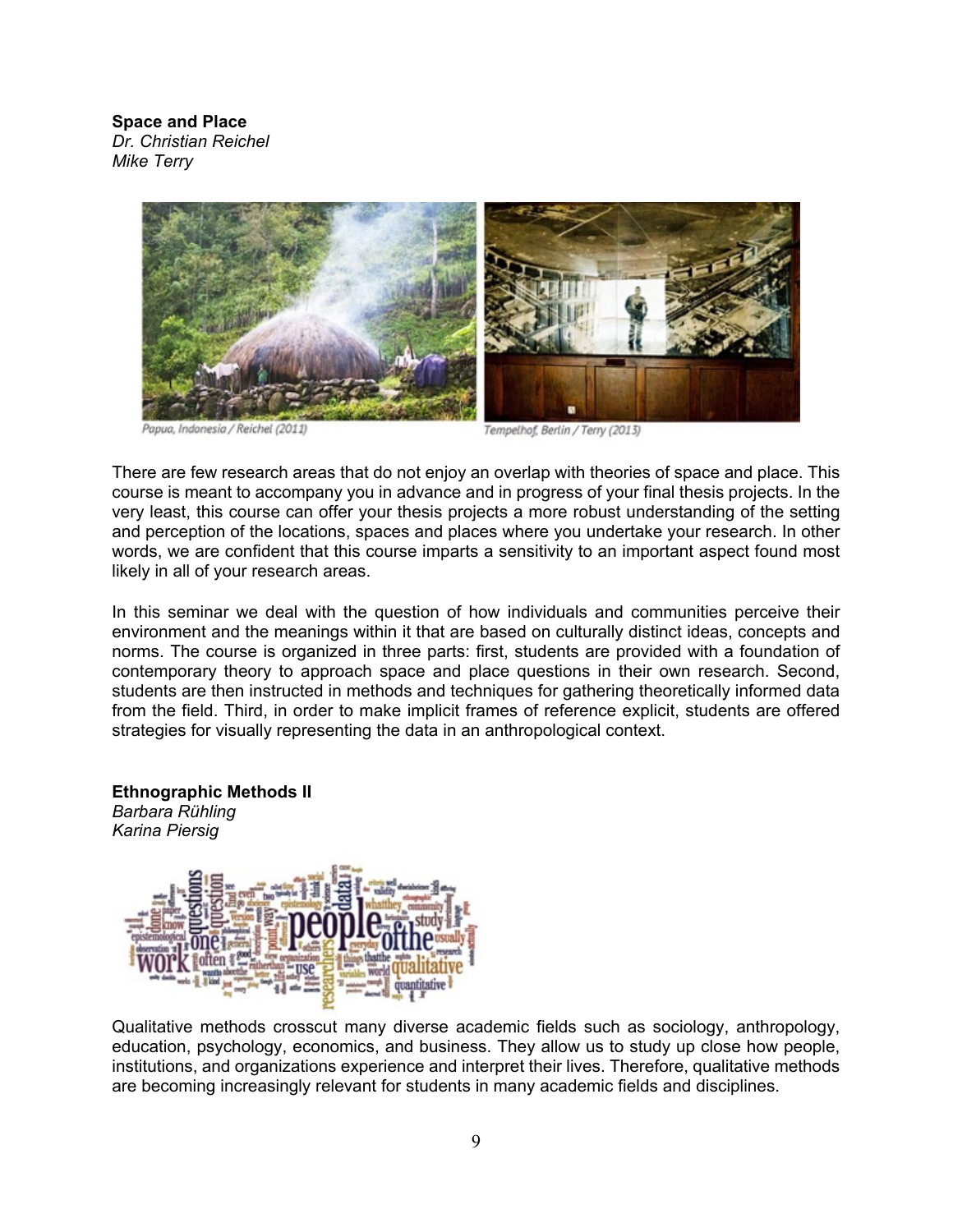**Space and Place**
*Dr. Christian Reichel*
*Mike Terry*

Papua, Indonesia / Reichel (2011)

Tempelhof, Berlin / Terry (2013)

There are few research areas that do not enjoy an overlap with theories of space and place. This course is meant to accompany you in advance and in progress of your final thesis projects. In the very least, this course can offer your thesis projects a more robust understanding of the setting and perception of the locations, spaces and places where you undertake your research. In other words, we are confident that this course imparts a sensitivity to an important aspect found most likely in all of your research areas.

In this seminar we deal with the question of how individuals and communities perceive their environment and the meanings within it that are based on culturally distinct ideas, concepts and norms. The course is organized in three parts: first, students are provided with a foundation of contemporary theory to approach space and place questions in their own research. Second, students are then instructed in methods and techniques for gathering theoretically informed data from the field. Third, in order to make implicit frames of reference explicit, students are offered strategies for visually representing the data in an anthropological context.

**Ethnographic Methods II**
*Barbara Rühling*
*Karina Piersig*

Qualitative methods crosscut many diverse academic fields such as sociology, anthropology, education, psychology, economics, and business. They allow us to study up close how people, institutions, and organizations experience and interpret their lives. Therefore, qualitative methods are becoming increasingly relevant for students in many academic fields and disciplines.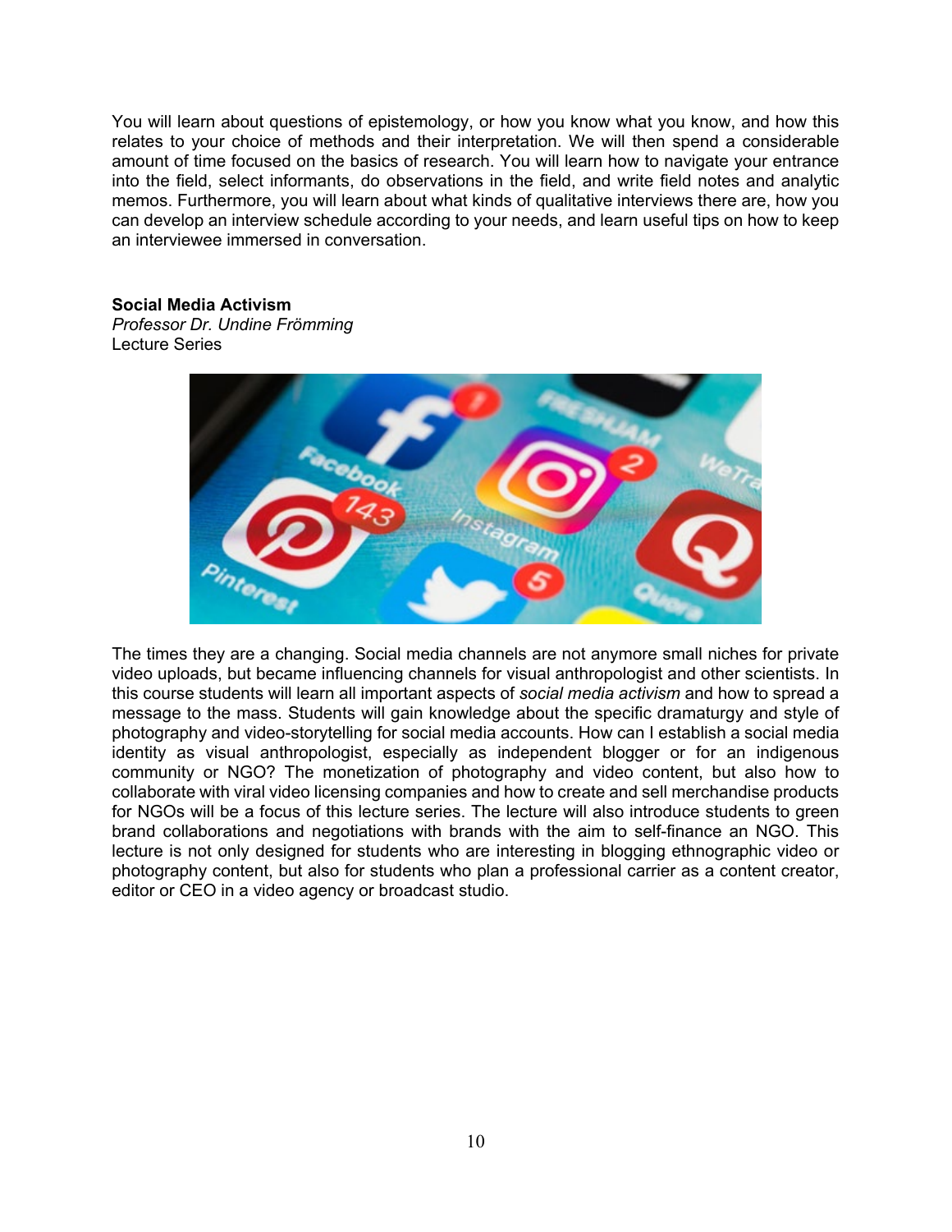You will learn about questions of epistemology, or how you know what you know, and how this relates to your choice of methods and their interpretation. We will then spend a considerable amount of time focused on the basics of research. You will learn how to navigate your entrance into the field, select informants, do observations in the field, and write field notes and analytic memos. Furthermore, you will learn about what kinds of qualitative interviews there are, how you can develop an interview schedule according to your needs, and learn useful tips on how to keep an interviewee immersed in conversation.

**Social Media Activism**
*Professor Dr. Undine Frömming*
Lecture Series

The times they are a changing. Social media channels are not anymore small niches for private video uploads, but became influencing channels for visual anthropologist and other scientists. In this course students will learn all important aspects of *social media activism* and how to spread a message to the mass. Students will gain knowledge about the specific dramaturgy and style of photography and video-storytelling for social media accounts. How can I establish a social media identity as visual anthropologist, especially as independent blogger or for an indigenous community or NGO? The monetization of photography and video content, but also how to collaborate with viral video licensing companies and how to create and sell merchandise products for NGOs will be a focus of this lecture series. The lecture will also introduce students to green brand collaborations and negotiations with brands with the aim to self-finance an NGO. This lecture is not only designed for students who are interesting in blogging ethnographic video or photography content, but also for students who plan a professional carrier as a content creator, editor or CEO in a video agency or broadcast studio.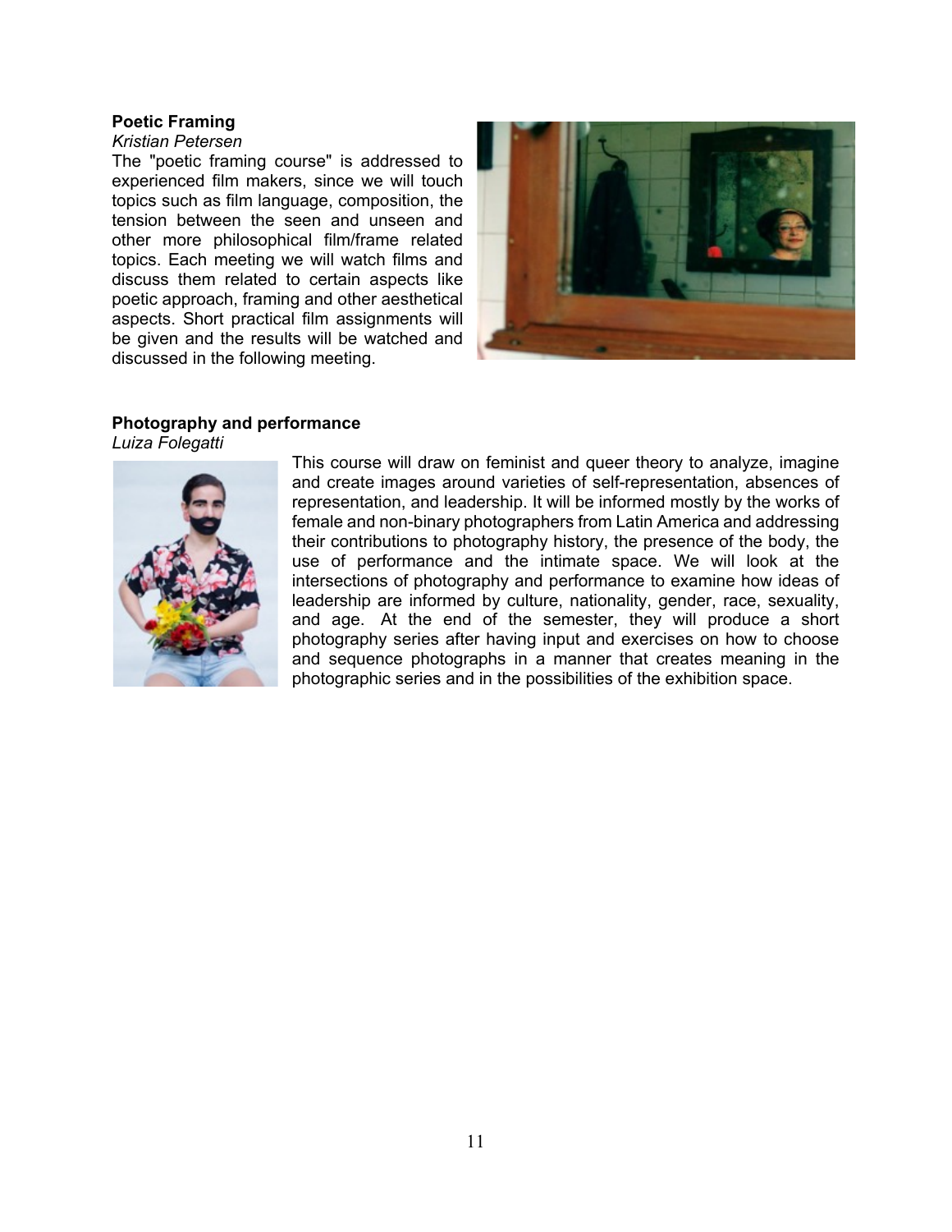**Poetic Framing**
*Kristian Petersen*
The "poetic framing course" is addressed to experienced film makers, since we will touch topics such as film language, composition, the tension between the seen and unseen and other more philosophical film/frame related topics. Each meeting we will watch films and discuss them related to certain aspects like poetic approach, framing and other aesthetical aspects. Short practical film assignments will be given and the results will be watched and discussed in the following meeting.

**Photography and performance**
*Luiza Folegatti*
This course will draw on feminist and queer theory to analyze, imagine and create images around varieties of self-representation, absences of representation, and leadership. It will be informed mostly by the works of female and non-binary photographers from Latin America and addressing their contributions to photography history, the presence of the body, the use of performance and the intimate space. We will look at the intersections of photography and performance to examine how ideas of leadership are informed by culture, nationality, gender, race, sexuality, and age. At the end of the semester, they will produce a short photography series after having input and exercises on how to choose and sequence photographs in a manner that creates meaning in the photographic series and in the possibilities of the exhibition space.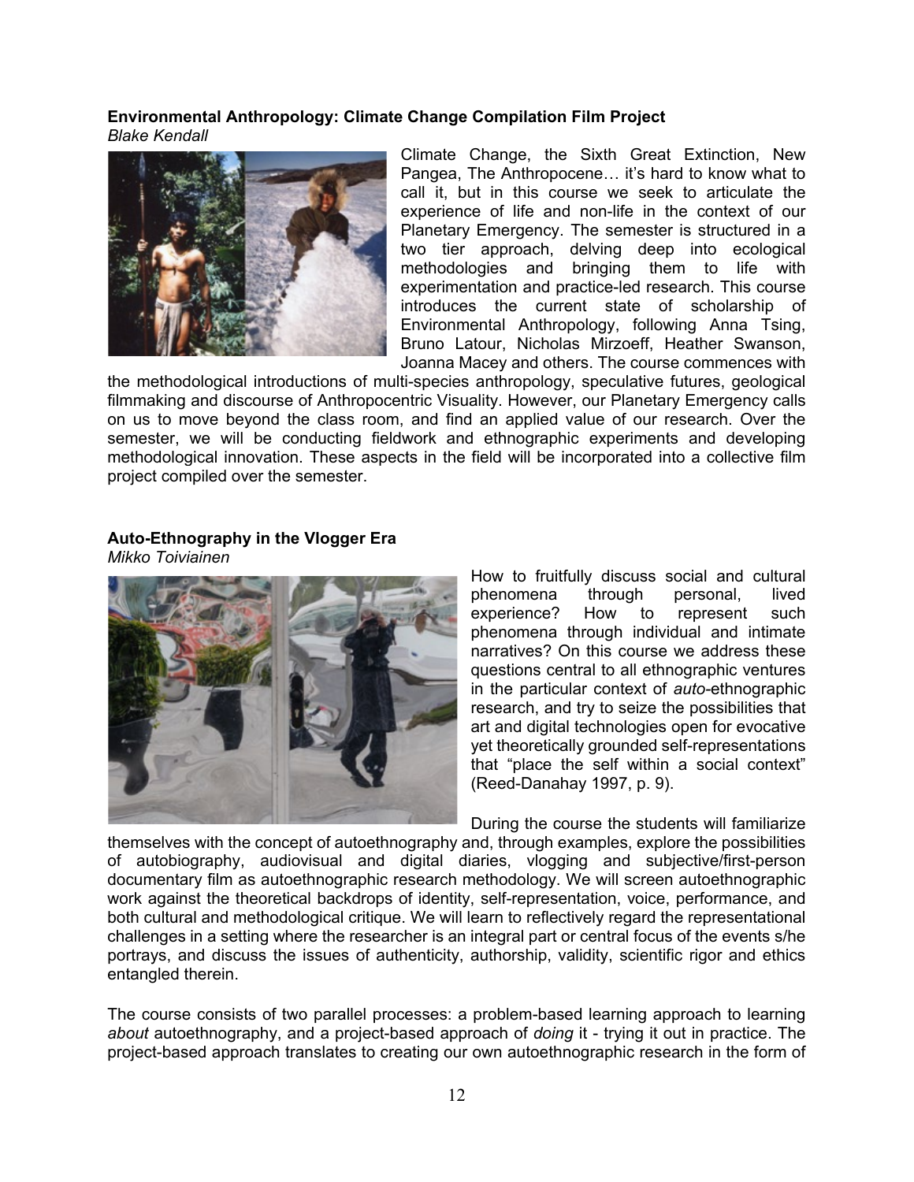### Environmental Anthropology: Climate Change Compilation Film Project

*Blake Kendall*

Climate Change, the Sixth Great Extinction, New Pangea, The Anthropocene… it's hard to know what to call it, but in this course we seek to articulate the experience of life and non-life in the context of our Planetary Emergency. The semester is structured in a two tier approach, delving deep into ecological methodologies and bringing them to life with experimentation and practice-led research. This course introduces the current state of scholarship of Environmental Anthropology, following Anna Tsing, Bruno Latour, Nicholas Mirzoeff, Heather Swanson, Joanna Macey and others. The course commences with the methodological introductions of multi-species anthropology, speculative futures, geological filmmaking and discourse of Anthropocentric Visuality. However, our Planetary Emergency calls on us to move beyond the class room, and find an applied value of our research. Over the semester, we will be conducting fieldwork and ethnographic experiments and developing methodological innovation. These aspects in the field will be incorporated into a collective film project compiled over the semester.

### Auto-Ethnography in the Vlogger Era

*Mikko Toiviainen*

How to fruitfully discuss social and cultural phenomena through personal, lived experience? How to represent such phenomena through individual and intimate narratives? On this course we address these questions central to all ethnographic ventures in the particular context of *auto*-ethnographic research, and try to seize the possibilities that art and digital technologies open for evocative yet theoretically grounded self-representations that "place the self within a social context" (Reed-Danahay 1997, p. 9).

During the course the students will familiarize themselves with the concept of autoethnography and, through examples, explore the possibilities of autobiography, audiovisual and digital diaries, vlogging and subjective/first-person documentary film as autoethnographic research methodology. We will screen autoethnographic work against the theoretical backdrops of identity, self-representation, voice, performance, and both cultural and methodological critique. We will learn to reflectively regard the representational challenges in a setting where the researcher is an integral part or central focus of the events s/he portrays, and discuss the issues of authenticity, authorship, validity, scientific rigor and ethics entangled therein.

The course consists of two parallel processes: a problem-based learning approach to learning *about* autoethnography, and a project-based approach of *doing* it - trying it out in practice. The project-based approach translates to creating our own autoethnographic research in the form of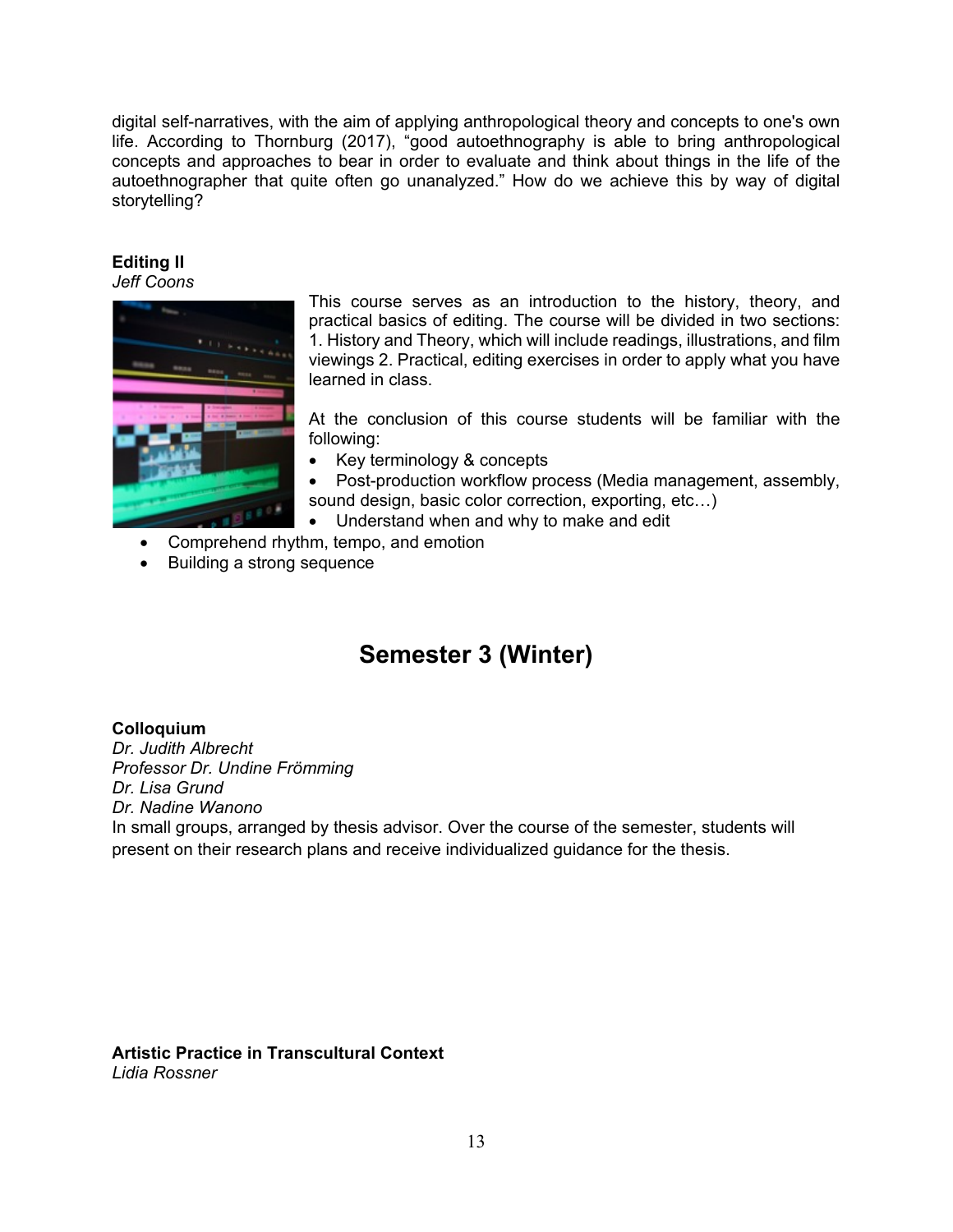digital self-narratives, with the aim of applying anthropological theory and concepts to one's own life. According to Thornburg (2017), "good autoethnography is able to bring anthropological concepts and approaches to bear in order to evaluate and think about things in the life of the autoethnographer that quite often go unanalyzed." How do we achieve this by way of digital storytelling?

**Editing II**
*Jeff Coons*

This course serves as an introduction to the history, theory, and practical basics of editing. The course will be divided in two sections: 1. History and Theory, which will include readings, illustrations, and film viewings 2. Practical, editing exercises in order to apply what you have learned in class.

At the conclusion of this course students will be familiar with the following:

- Key terminology & concepts
- Post-production workflow process (Media management, assembly, sound design, basic color correction, exporting, etc…)
- Understand when and why to make and edit
- Comprehend rhythm, tempo, and emotion
- Building a strong sequence

# Semester 3 (Winter)

**Colloquium**
*Dr. Judith Albrecht*
*Professor Dr. Undine Frömming*
*Dr. Lisa Grund*
*Dr. Nadine Wanono*
In small groups, arranged by thesis advisor. Over the course of the semester, students will present on their research plans and receive individualized guidance for the thesis.

**Artistic Practice in Transcultural Context**
*Lidia Rossner*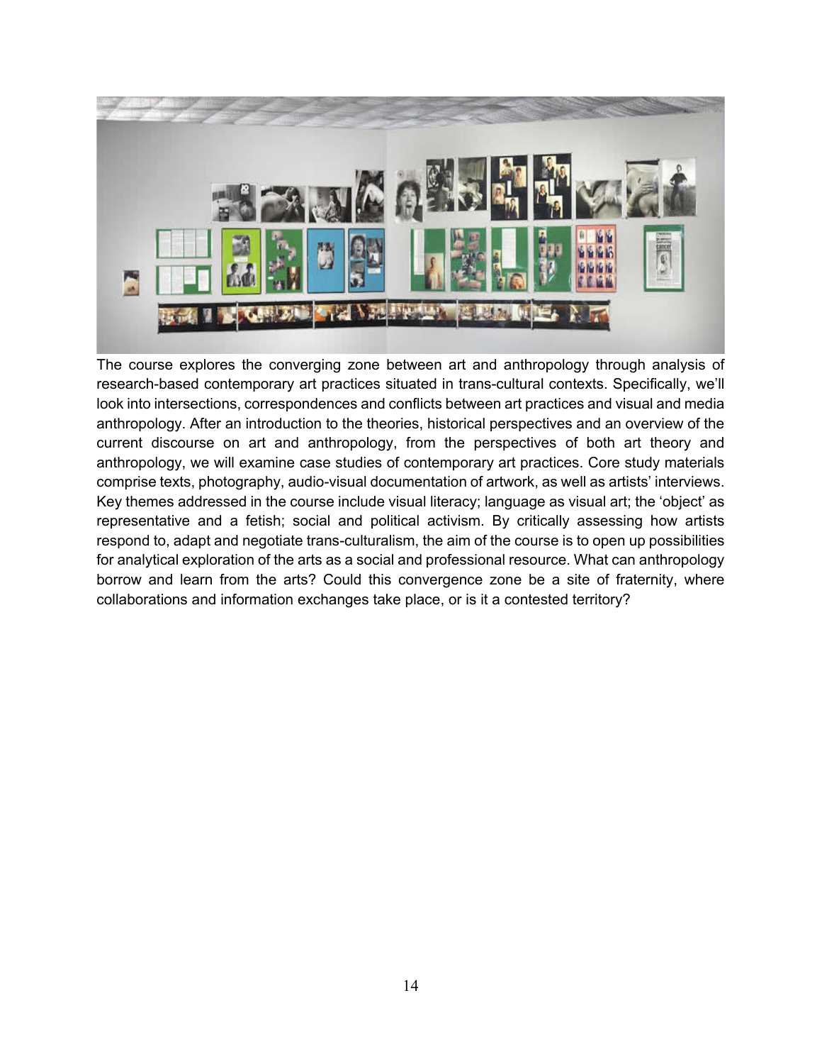The course explores the converging zone between art and anthropology through analysis of research-based contemporary art practices situated in trans-cultural contexts. Specifically, we'll look into intersections, correspondences and conflicts between art practices and visual and media anthropology. After an introduction to the theories, historical perspectives and an overview of the current discourse on art and anthropology, from the perspectives of both art theory and anthropology, we will examine case studies of contemporary art practices. Core study materials comprise texts, photography, audio-visual documentation of artwork, as well as artists' interviews. Key themes addressed in the course include visual literacy; language as visual art; the 'object' as representative and a fetish; social and political activism. By critically assessing how artists respond to, adapt and negotiate trans-culturalism, the aim of the course is to open up possibilities for analytical exploration of the arts as a social and professional resource. What can anthropology borrow and learn from the arts? Could this convergence zone be a site of fraternity, where collaborations and information exchanges take place, or is it a contested territory?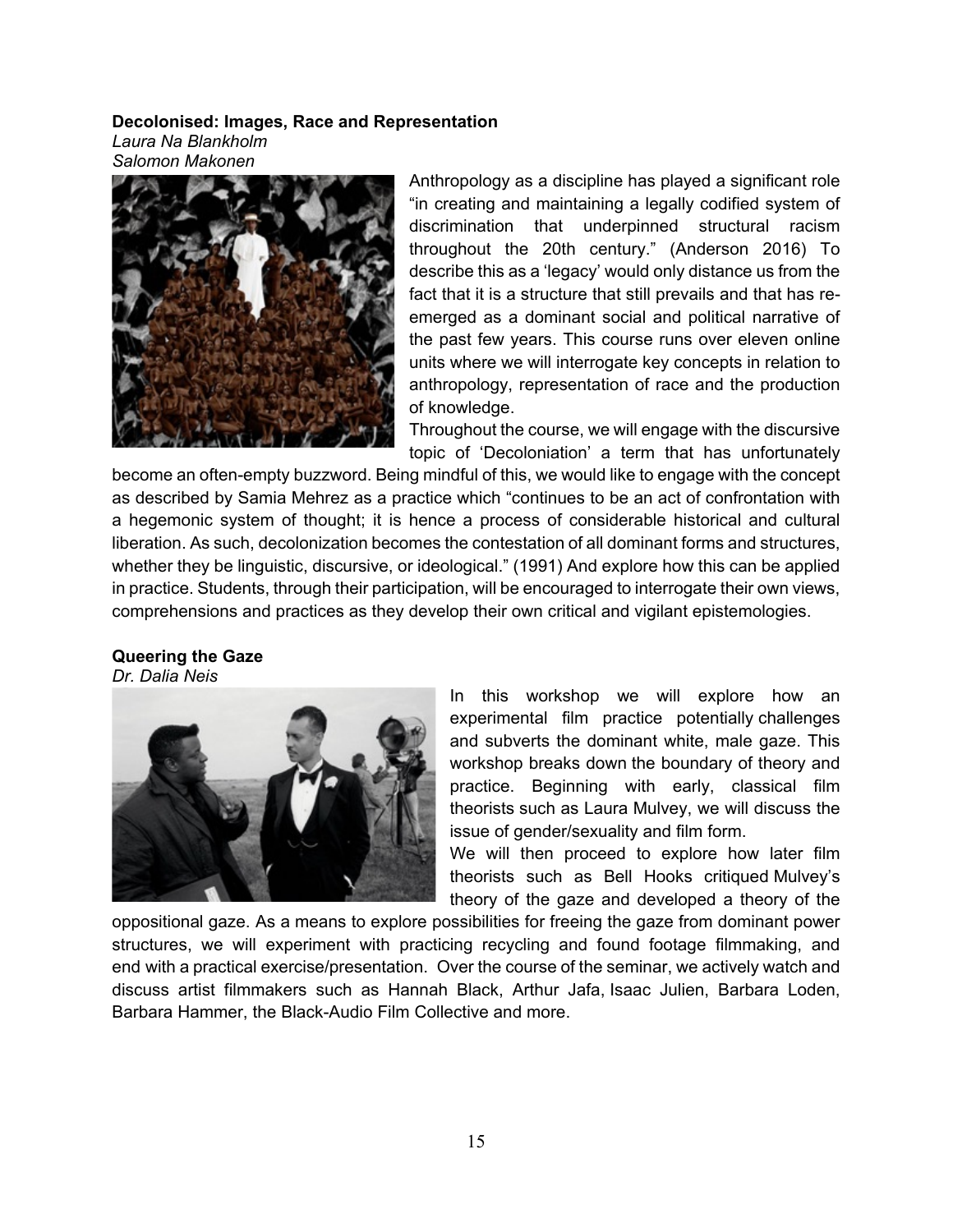**Decolonised: Images, Race and Representation**
*Laura Na Blankholm*
*Salomon Makonen*

Anthropology as a discipline has played a significant role "in creating and maintaining a legally codified system of discrimination that underpinned structural racism throughout the 20th century." (Anderson 2016) To describe this as a 'legacy' would only distance us from the fact that it is a structure that still prevails and that has re-emerged as a dominant social and political narrative of the past few years. This course runs over eleven online units where we will interrogate key concepts in relation to anthropology, representation of race and the production of knowledge.

Throughout the course, we will engage with the discursive topic of 'Decoloniation' a term that has unfortunately become an often-empty buzzword. Being mindful of this, we would like to engage with the concept as described by Samia Mehrez as a practice which "continues to be an act of confrontation with a hegemonic system of thought; it is hence a process of considerable historical and cultural liberation. As such, decolonization becomes the contestation of all dominant forms and structures, whether they be linguistic, discursive, or ideological." (1991) And explore how this can be applied in practice. Students, through their participation, will be encouraged to interrogate their own views, comprehensions and practices as they develop their own critical and vigilant epistemologies.

**Queering the Gaze**
*Dr. Dalia Neis*

In this workshop we will explore how an experimental film practice potentially challenges and subverts the dominant white, male gaze. This workshop breaks down the boundary of theory and practice. Beginning with early, classical film theorists such as Laura Mulvey, we will discuss the issue of gender/sexuality and film form.

We will then proceed to explore how later film theorists such as Bell Hooks critiqued Mulvey's theory of the gaze and developed a theory of the oppositional gaze. As a means to explore possibilities for freeing the gaze from dominant power structures, we will experiment with practicing recycling and found footage filmmaking, and end with a practical exercise/presentation. Over the course of the seminar, we actively watch and discuss artist filmmakers such as Hannah Black, Arthur Jafa, Isaac Julien, Barbara Loden, Barbara Hammer, the Black-Audio Film Collective and more.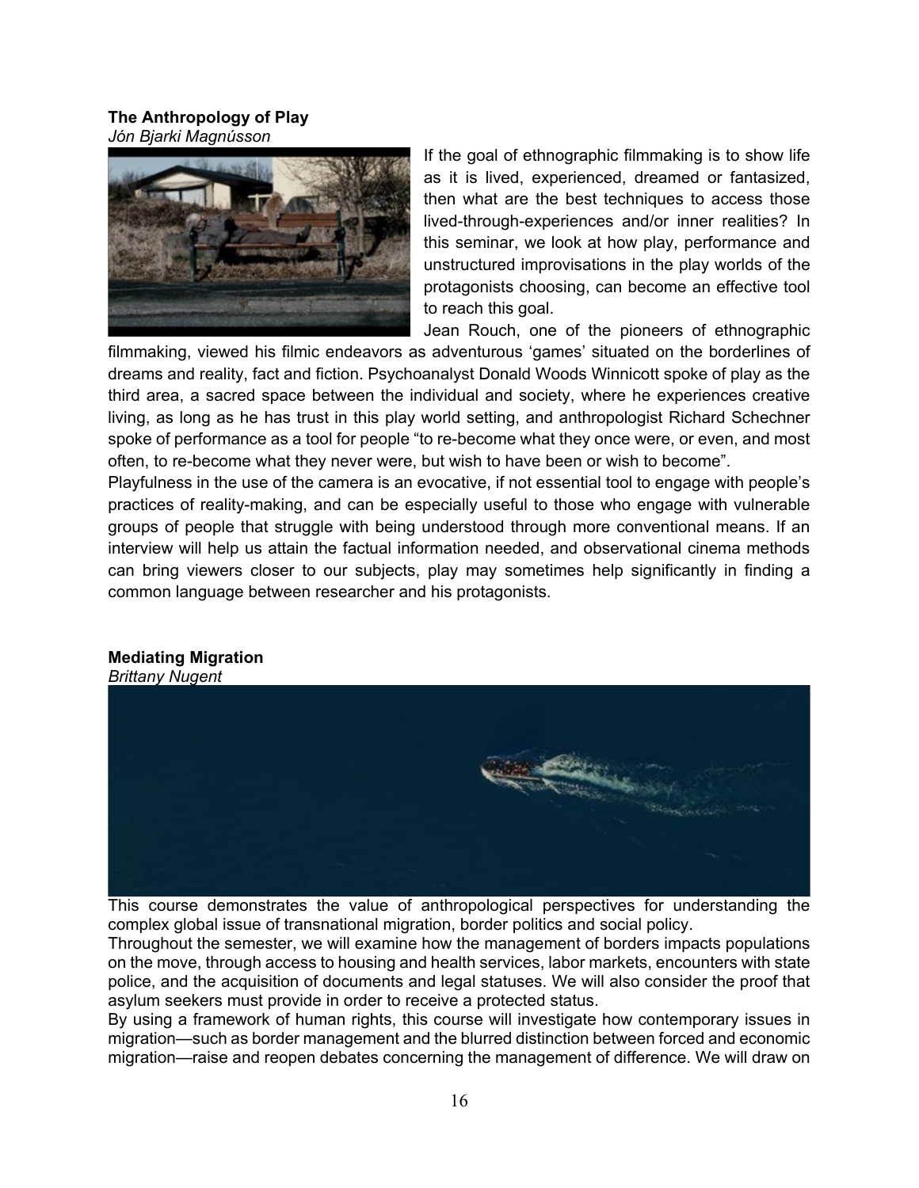### The Anthropology of Play

*Jón Bjarki Magnússon*

If the goal of ethnographic filmmaking is to show life as it is lived, experienced, dreamed or fantasized, then what are the best techniques to access those lived-through-experiences and/or inner realities? In this seminar, we look at how play, performance and unstructured improvisations in the play worlds of the protagonists choosing, can become an effective tool to reach this goal.

Jean Rouch, one of the pioneers of ethnographic filmmaking, viewed his filmic endeavors as adventurous 'games' situated on the borderlines of dreams and reality, fact and fiction. Psychoanalyst Donald Woods Winnicott spoke of play as the third area, a sacred space between the individual and society, where he experiences creative living, as long as he has trust in this play world setting, and anthropologist Richard Schechner spoke of performance as a tool for people "to re-become what they once were, or even, and most often, to re-become what they never were, but wish to have been or wish to become".

Playfulness in the use of the camera is an evocative, if not essential tool to engage with people's practices of reality-making, and can be especially useful to those who engage with vulnerable groups of people that struggle with being understood through more conventional means. If an interview will help us attain the factual information needed, and observational cinema methods can bring viewers closer to our subjects, play may sometimes help significantly in finding a common language between researcher and his protagonists.

### Mediating Migration

*Brittany Nugent*

This course demonstrates the value of anthropological perspectives for understanding the complex global issue of transnational migration, border politics and social policy.

Throughout the semester, we will examine how the management of borders impacts populations on the move, through access to housing and health services, labor markets, encounters with state police, and the acquisition of documents and legal statuses. We will also consider the proof that asylum seekers must provide in order to receive a protected status.

By using a framework of human rights, this course will investigate how contemporary issues in migration—such as border management and the blurred distinction between forced and economic migration—raise and reopen debates concerning the management of difference. We will draw on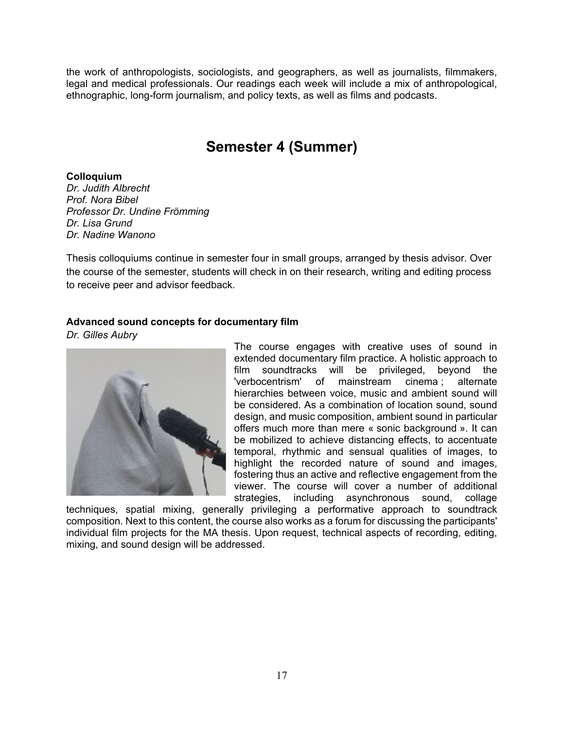the work of anthropologists, sociologists, and geographers, as well as journalists, filmmakers, legal and medical professionals. Our readings each week will include a mix of anthropological, ethnographic, long-form journalism, and policy texts, as well as films and podcasts.

# Semester 4 (Summer)

**Colloquium**
*Dr. Judith Albrecht*
*Prof. Nora Bibel*
*Professor Dr. Undine Frömming*
*Dr. Lisa Grund*
*Dr. Nadine Wanono*

Thesis colloquiums continue in semester four in small groups, arranged by thesis advisor. Over the course of the semester, students will check in on their research, writing and editing process to receive peer and advisor feedback.

**Advanced sound concepts for documentary film**
*Dr. Gilles Aubry*

The course engages with creative uses of sound in extended documentary film practice. A holistic approach to film soundtracks will be privileged, beyond the 'verbocentrism' of mainstream cinema ; alternate hierarchies between voice, music and ambient sound will be considered. As a combination of location sound, sound design, and music composition, ambient sound in particular offers much more than mere « sonic background ». It can be mobilized to achieve distancing effects, to accentuate temporal, rhythmic and sensual qualities of images, to highlight the recorded nature of sound and images, fostering thus an active and reflective engagement from the viewer. The course will cover a number of additional strategies, including asynchronous sound, collage techniques, spatial mixing, generally privileging a performative approach to soundtrack composition. Next to this content, the course also works as a forum for discussing the participants' individual film projects for the MA thesis. Upon request, technical aspects of recording, editing, mixing, and sound design will be addressed.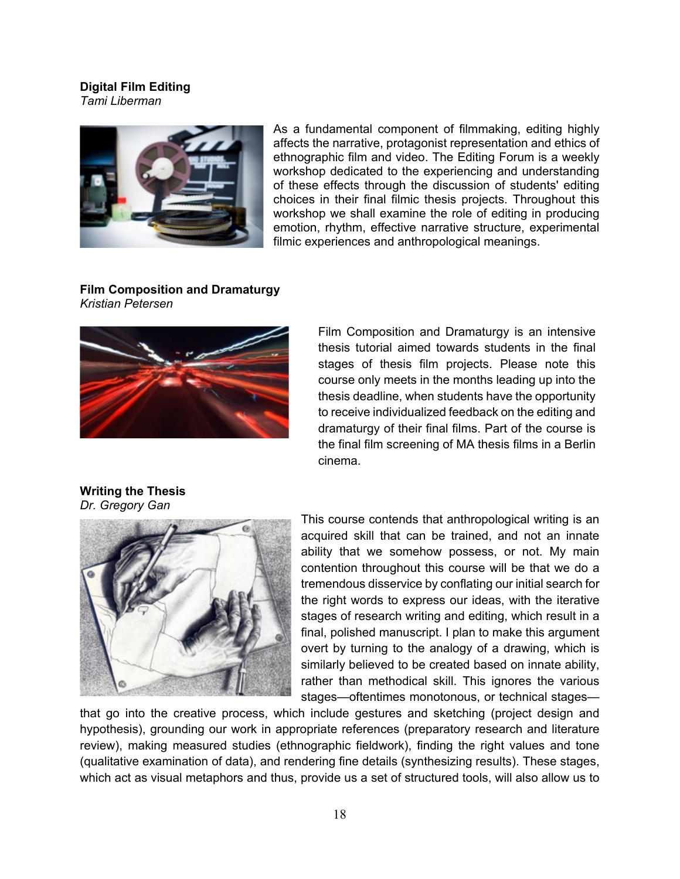**Digital Film Editing**
*Tami Liberman*

As a fundamental component of filmmaking, editing highly affects the narrative, protagonist representation and ethics of ethnographic film and video. The Editing Forum is a weekly workshop dedicated to the experiencing and understanding of these effects through the discussion of students' editing choices in their final filmic thesis projects. Throughout this workshop we shall examine the role of editing in producing emotion, rhythm, effective narrative structure, experimental filmic experiences and anthropological meanings.

**Film Composition and Dramaturgy**
*Kristian Petersen*

Film Composition and Dramaturgy is an intensive thesis tutorial aimed towards students in the final stages of thesis film projects. Please note this course only meets in the months leading up into the thesis deadline, when students have the opportunity to receive individualized feedback on the editing and dramaturgy of their final films. Part of the course is the final film screening of MA thesis films in a Berlin cinema.

**Writing the Thesis**
*Dr. Gregory Gan*

This course contends that anthropological writing is an acquired skill that can be trained, and not an innate ability that we somehow possess, or not. My main contention throughout this course will be that we do a tremendous disservice by conflating our initial search for the right words to express our ideas, with the iterative stages of research writing and editing, which result in a final, polished manuscript. I plan to make this argument overt by turning to the analogy of a drawing, which is similarly believed to be created based on innate ability, rather than methodical skill. This ignores the various stages—oftentimes monotonous, or technical stages—that go into the creative process, which include gestures and sketching (project design and hypothesis), grounding our work in appropriate references (preparatory research and literature review), making measured studies (ethnographic fieldwork), finding the right values and tone (qualitative examination of data), and rendering fine details (synthesizing results). These stages, which act as visual metaphors and thus, provide us a set of structured tools, will also allow us to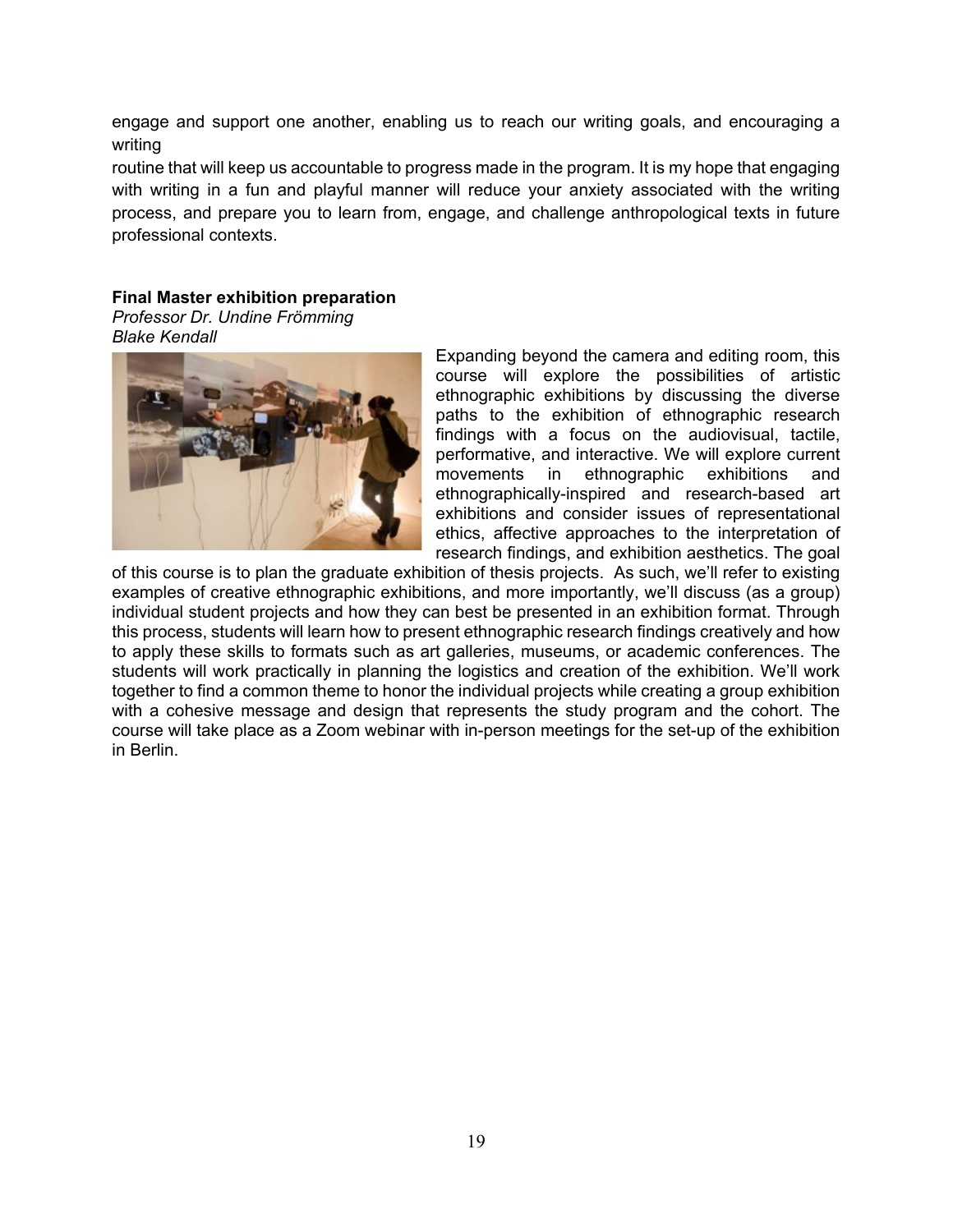engage and support one another, enabling us to reach our writing goals, and encouraging a writing
routine that will keep us accountable to progress made in the program. It is my hope that engaging with writing in a fun and playful manner will reduce your anxiety associated with the writing process, and prepare you to learn from, engage, and challenge anthropological texts in future professional contexts.

**Final Master exhibition preparation**
*Professor Dr. Undine Frömming*
*Blake Kendall*

Expanding beyond the camera and editing room, this course will explore the possibilities of artistic ethnographic exhibitions by discussing the diverse paths to the exhibition of ethnographic research findings with a focus on the audiovisual, tactile, performative, and interactive. We will explore current movements in ethnographic exhibitions and ethnographically-inspired and research-based art exhibitions and consider issues of representational ethics, affective approaches to the interpretation of research findings, and exhibition aesthetics. The goal of this course is to plan the graduate exhibition of thesis projects. As such, we'll refer to existing examples of creative ethnographic exhibitions, and more importantly, we'll discuss (as a group) individual student projects and how they can best be presented in an exhibition format. Through this process, students will learn how to present ethnographic research findings creatively and how to apply these skills to formats such as art galleries, museums, or academic conferences. The students will work practically in planning the logistics and creation of the exhibition. We'll work together to find a common theme to honor the individual projects while creating a group exhibition with a cohesive message and design that represents the study program and the cohort. The course will take place as a Zoom webinar with in-person meetings for the set-up of the exhibition in Berlin.